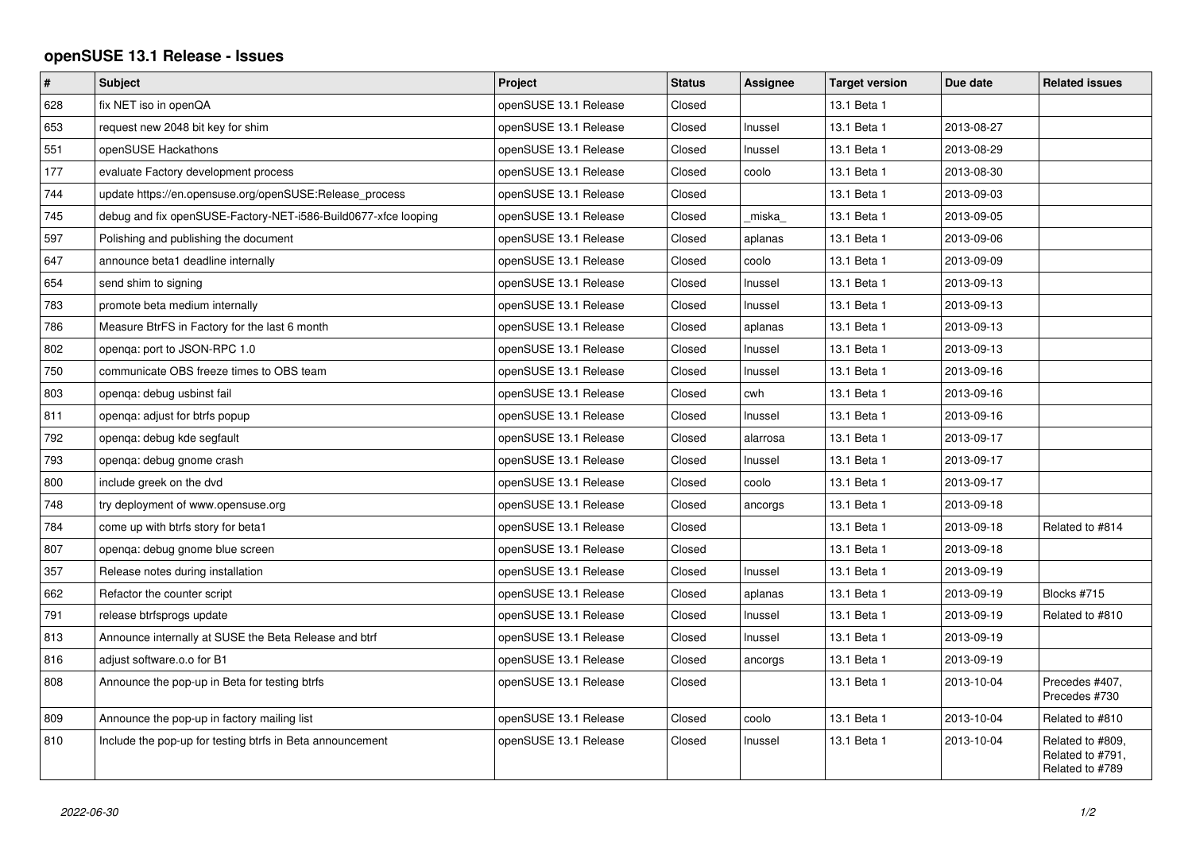## openSUSE 13.1 Release - Issues

| # | Subject | Project | Status | Assignee | Target version | Due date | Related issues |
|---|---|---|---|---|---|---|---|
| 628 | fix NET iso in openQA | openSUSE 13.1 Release | Closed | | 13.1 Beta 1 | | |
| 653 | request new 2048 bit key for shim | openSUSE 13.1 Release | Closed | lnussel | 13.1 Beta 1 | 2013-08-27 | |
| 551 | openSUSE Hackathons | openSUSE 13.1 Release | Closed | lnussel | 13.1 Beta 1 | 2013-08-29 | |
| 177 | evaluate Factory development process | openSUSE 13.1 Release | Closed | coolo | 13.1 Beta 1 | 2013-08-30 | |
| 744 | update https://en.opensuse.org/openSUSE:Release_process | openSUSE 13.1 Release | Closed | | 13.1 Beta 1 | 2013-09-03 | |
| 745 | debug and fix openSUSE-Factory-NET-i586-Build0677-xfce looping | openSUSE 13.1 Release | Closed | _miska_ | 13.1 Beta 1 | 2013-09-05 | |
| 597 | Polishing and publishing the document | openSUSE 13.1 Release | Closed | aplanas | 13.1 Beta 1 | 2013-09-06 | |
| 647 | announce beta1 deadline internally | openSUSE 13.1 Release | Closed | coolo | 13.1 Beta 1 | 2013-09-09 | |
| 654 | send shim to signing | openSUSE 13.1 Release | Closed | lnussel | 13.1 Beta 1 | 2013-09-13 | |
| 783 | promote beta medium internally | openSUSE 13.1 Release | Closed | lnussel | 13.1 Beta 1 | 2013-09-13 | |
| 786 | Measure BtrFS in Factory for the last 6 month | openSUSE 13.1 Release | Closed | aplanas | 13.1 Beta 1 | 2013-09-13 | |
| 802 | openqa: port to JSON-RPC 1.0 | openSUSE 13.1 Release | Closed | lnussel | 13.1 Beta 1 | 2013-09-13 | |
| 750 | communicate OBS freeze times to OBS team | openSUSE 13.1 Release | Closed | lnussel | 13.1 Beta 1 | 2013-09-16 | |
| 803 | openqa: debug usbinst fail | openSUSE 13.1 Release | Closed | cwh | 13.1 Beta 1 | 2013-09-16 | |
| 811 | openqa: adjust for btrfs popup | openSUSE 13.1 Release | Closed | lnussel | 13.1 Beta 1 | 2013-09-16 | |
| 792 | openqa: debug kde segfault | openSUSE 13.1 Release | Closed | alarrosa | 13.1 Beta 1 | 2013-09-17 | |
| 793 | openqa: debug gnome crash | openSUSE 13.1 Release | Closed | lnussel | 13.1 Beta 1 | 2013-09-17 | |
| 800 | include greek on the dvd | openSUSE 13.1 Release | Closed | coolo | 13.1 Beta 1 | 2013-09-17 | |
| 748 | try deployment of www.opensuse.org | openSUSE 13.1 Release | Closed | ancorgs | 13.1 Beta 1 | 2013-09-18 | |
| 784 | come up with btrfs story for beta1 | openSUSE 13.1 Release | Closed | | 13.1 Beta 1 | 2013-09-18 | Related to #814 |
| 807 | openqa: debug gnome blue screen | openSUSE 13.1 Release | Closed | | 13.1 Beta 1 | 2013-09-18 | |
| 357 | Release notes during installation | openSUSE 13.1 Release | Closed | lnussel | 13.1 Beta 1 | 2013-09-19 | |
| 662 | Refactor the counter script | openSUSE 13.1 Release | Closed | aplanas | 13.1 Beta 1 | 2013-09-19 | Blocks #715 |
| 791 | release btrfsprogs update | openSUSE 13.1 Release | Closed | lnussel | 13.1 Beta 1 | 2013-09-19 | Related to #810 |
| 813 | Announce internally at SUSE the Beta Release and btrf | openSUSE 13.1 Release | Closed | lnussel | 13.1 Beta 1 | 2013-09-19 | |
| 816 | adjust software.o.o for B1 | openSUSE 13.1 Release | Closed | ancorgs | 13.1 Beta 1 | 2013-09-19 | |
| 808 | Announce the pop-up in Beta for testing btrfs | openSUSE 13.1 Release | Closed | | 13.1 Beta 1 | 2013-10-04 | Precedes #407, Precedes #730 |
| 809 | Announce the pop-up in factory mailing list | openSUSE 13.1 Release | Closed | coolo | 13.1 Beta 1 | 2013-10-04 | Related to #810 |
| 810 | Include the pop-up for testing btrfs in Beta announcement | openSUSE 13.1 Release | Closed | lnussel | 13.1 Beta 1 | 2013-10-04 | Related to #809, Related to #791, Related to #789 |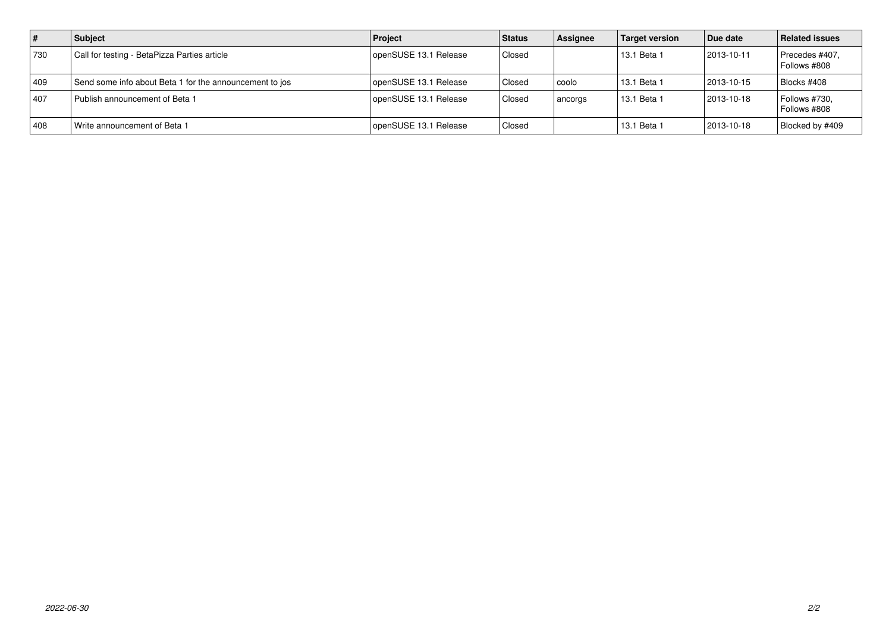| # | Subject | Project | Status | Assignee | Target version | Due date | Related issues |
|---|---|---|---|---|---|---|---|
| 730 | Call for testing - BetaPizza Parties article | openSUSE 13.1 Release | Closed | | 13.1 Beta 1 | 2013-10-11 | Precedes #407, Follows #808 |
| 409 | Send some info about Beta 1 for the announcement to jos | openSUSE 13.1 Release | Closed | coolo | 13.1 Beta 1 | 2013-10-15 | Blocks #408 |
| 407 | Publish announcement of Beta 1 | openSUSE 13.1 Release | Closed | ancorgs | 13.1 Beta 1 | 2013-10-18 | Follows #730, Follows #808 |
| 408 | Write announcement of Beta 1 | openSUSE 13.1 Release | Closed | | 13.1 Beta 1 | 2013-10-18 | Blocked by #409 |

*2022-06-30*